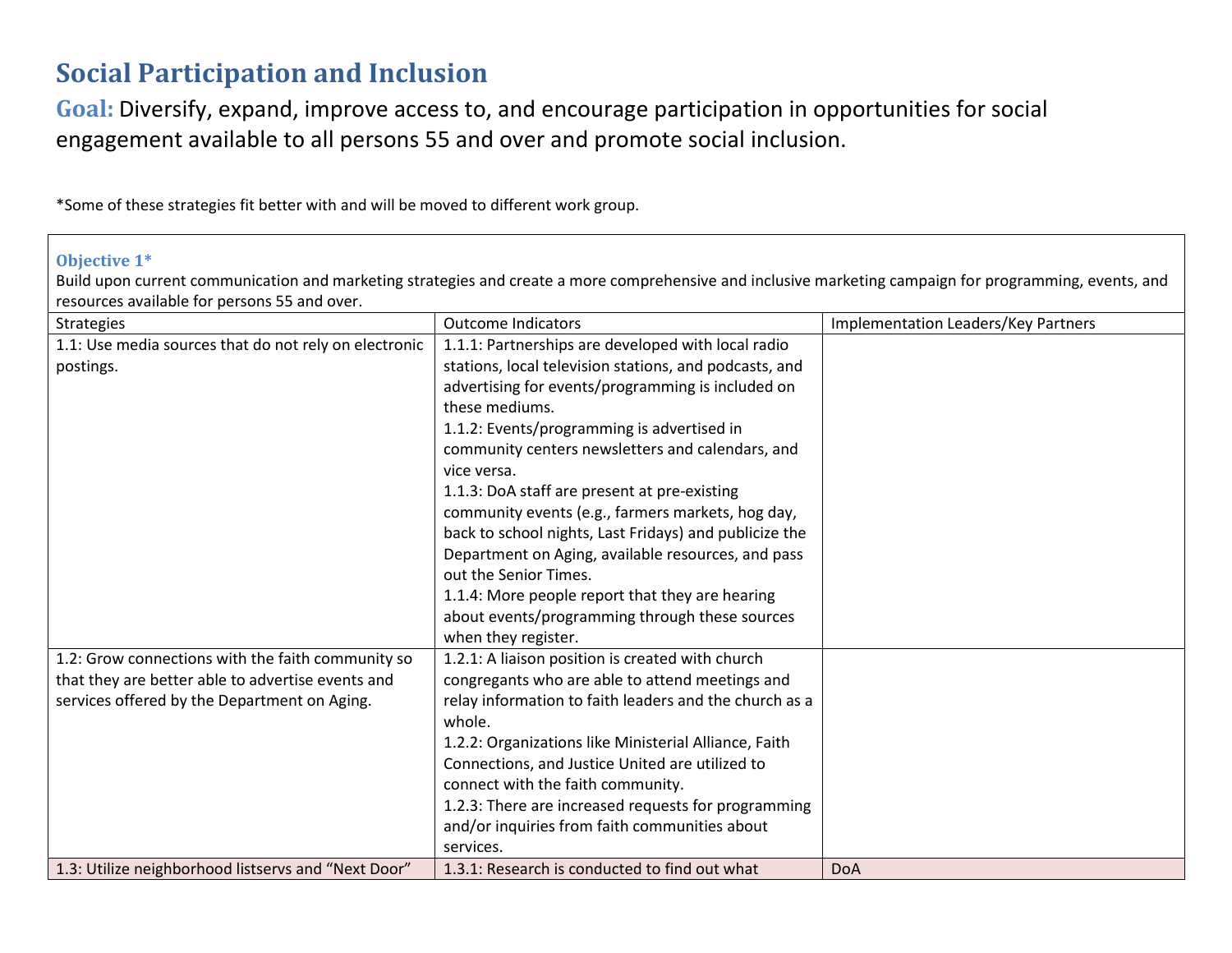# Social Participation and Inclusion

**Goal:** Diversify, expand, improve access to, and encourage participation in opportunities for social engagement available to all persons 55 and over and promote social inclusion.

*Some of these strategies fit better with and will be moved to different work group.

**Objective 1***
Build upon current communication and marketing strategies and create a more comprehensive and inclusive marketing campaign for programming, events, and resources available for persons 55 and over.

| Strategies | Outcome Indicators | Implementation Leaders/Key Partners |
|---|---|---|
| 1.1: Use media sources that do not rely on electronic postings. | 1.1.1: Partnerships are developed with local radio stations, local television stations, and podcasts, and advertising for events/programming is included on these mediums.<br>1.1.2: Events/programming is advertised in community centers newsletters and calendars, and vice versa.<br>1.1.3: DoA staff are present at pre-existing community events (e.g., farmers markets, hog day, back to school nights, Last Fridays) and publicize the Department on Aging, available resources, and pass out the Senior Times.<br>1.1.4: More people report that they are hearing about events/programming through these sources when they register. | |
| 1.2: Grow connections with the faith community so that they are better able to advertise events and services offered by the Department on Aging. | 1.2.1: A liaison position is created with church congregants who are able to attend meetings and relay information to faith leaders and the church as a whole.<br>1.2.2: Organizations like Ministerial Alliance, Faith Connections, and Justice United are utilized to connect with the faith community.<br>1.2.3: There are increased requests for programming and/or inquiries from faith communities about services. | |
| 1.3: Utilize neighborhood listservs and "Next Door" | 1.3.1: Research is conducted to find out what | DoA |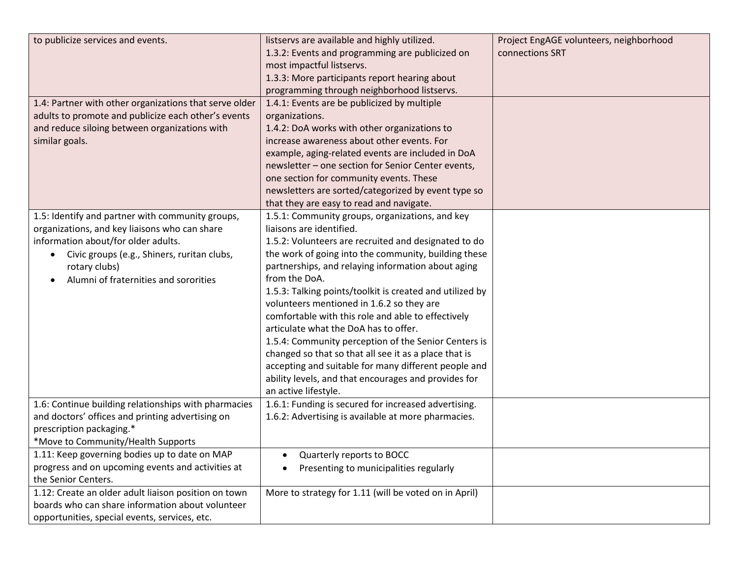| | | |
|---|---|---|
| to publicize services and events. | listservs are available and highly utilized.<br>1.3.2: Events and programming are publicized on most impactful listservs.<br>1.3.3: More participants report hearing about programming through neighborhood listservs. | Project EngAGE volunteers, neighborhood connections SRT |
| 1.4: Partner with other organizations that serve older adults to promote and publicize each other's events and reduce siloing between organizations with similar goals. | 1.4.1: Events are be publicized by multiple organizations.<br>1.4.2: DoA works with other organizations to increase awareness about other events. For example, aging-related events are included in DoA newsletter – one section for Senior Center events, one section for community events. These newsletters are sorted/categorized by event type so that they are easy to read and navigate. | |
| 1.5: Identify and partner with community groups, organizations, and key liaisons who can share information about/for older adults.<br>• Civic groups (e.g., Shiners, ruritan clubs, rotary clubs)<br>• Alumni of fraternities and sororities | 1.5.1: Community groups, organizations, and key liaisons are identified.<br>1.5.2: Volunteers are recruited and designated to do the work of going into the community, building these partnerships, and relaying information about aging from the DoA.<br>1.5.3: Talking points/toolkit is created and utilized by volunteers mentioned in 1.6.2 so they are comfortable with this role and able to effectively articulate what the DoA has to offer.<br>1.5.4: Community perception of the Senior Centers is changed so that so that all see it as a place that is accepting and suitable for many different people and ability levels, and that encourages and provides for an active lifestyle. | |
| 1.6: Continue building relationships with pharmacies and doctors' offices and printing advertising on prescription packaging.*<br>*Move to Community/Health Supports | 1.6.1: Funding is secured for increased advertising.<br>1.6.2: Advertising is available at more pharmacies. | |
| 1.11: Keep governing bodies up to date on MAP progress and on upcoming events and activities at the Senior Centers. | • Quarterly reports to BOCC<br>• Presenting to municipalities regularly | |
| 1.12: Create an older adult liaison position on town boards who can share information about volunteer opportunities, special events, services, etc. | More to strategy for 1.11 (will be voted on in April) | |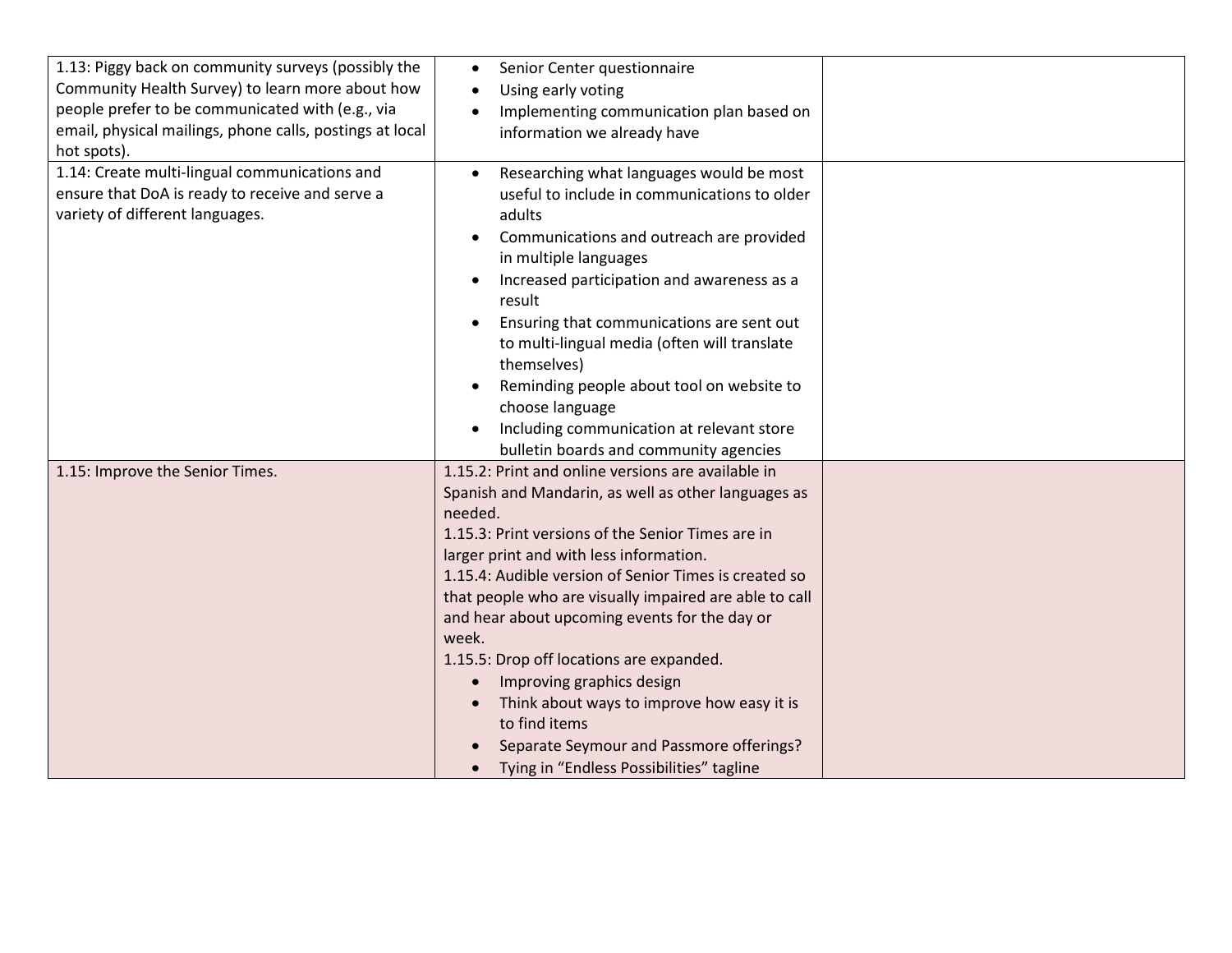| | | |
|---|---|---|
| 1.13: Piggy back on community surveys (possibly the Community Health Survey) to learn more about how people prefer to be communicated with (e.g., via email, physical mailings, phone calls, postings at local hot spots). | • Senior Center questionnaire<br>• Using early voting<br>• Implementing communication plan based on information we already have | |
| 1.14: Create multi-lingual communications and ensure that DoA is ready to receive and serve a variety of different languages. | • Researching what languages would be most useful to include in communications to older adults<br>• Communications and outreach are provided in multiple languages<br>• Increased participation and awareness as a result<br>• Ensuring that communications are sent out to multi-lingual media (often will translate themselves)<br>• Reminding people about tool on website to choose language<br>• Including communication at relevant store bulletin boards and community agencies | |
| 1.15: Improve the Senior Times. | 1.15.2: Print and online versions are available in Spanish and Mandarin, as well as other languages as needed.<br>1.15.3: Print versions of the Senior Times are in larger print and with less information.<br>1.15.4: Audible version of Senior Times is created so that people who are visually impaired are able to call and hear about upcoming events for the day or week.<br>1.15.5: Drop off locations are expanded.<br>• Improving graphics design<br>• Think about ways to improve how easy it is to find items<br>• Separate Seymour and Passmore offerings?<br>• Tying in "Endless Possibilities" tagline | |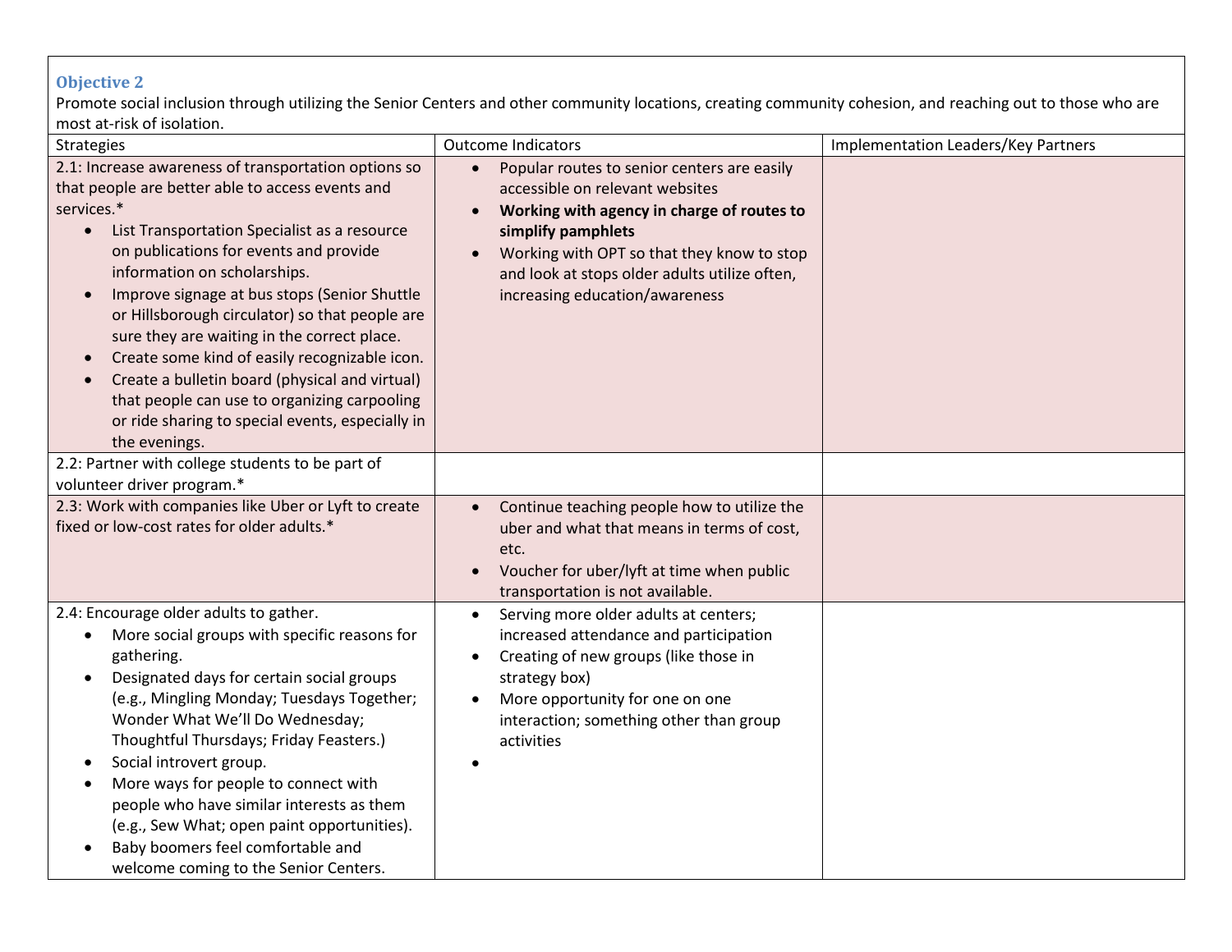**Objective 2**

Promote social inclusion through utilizing the Senior Centers and other community locations, creating community cohesion, and reaching out to those who are most at-risk of isolation.

| Strategies | Outcome Indicators | Implementation Leaders/Key Partners |
|---|---|---|
| 2.1: Increase awareness of transportation options so that people are better able to access events and services.* <br>• List Transportation Specialist as a resource on publications for events and provide information on scholarships. <br>• Improve signage at bus stops (Senior Shuttle or Hillsborough circulator) so that people are sure they are waiting in the correct place. <br>• Create some kind of easily recognizable icon. <br>• Create a bulletin board (physical and virtual) that people can use to organizing carpooling or ride sharing to special events, especially in the evenings. | • Popular routes to senior centers are easily accessible on relevant websites <br>• **Working with agency in charge of routes to simplify pamphlets** <br>• Working with OPT so that they know to stop and look at stops older adults utilize often, increasing education/awareness | |
| 2.2: Partner with college students to be part of volunteer driver program.* | | |
| 2.3: Work with companies like Uber or Lyft to create fixed or low-cost rates for older adults.* | • Continue teaching people how to utilize the uber and what that means in terms of cost, etc. <br>• Voucher for uber/lyft at time when public transportation is not available. | |
| 2.4: Encourage older adults to gather. <br>• More social groups with specific reasons for gathering. <br>• Designated days for certain social groups (e.g., Mingling Monday; Tuesdays Together; Wonder What We'll Do Wednesday; Thoughtful Thursdays; Friday Feasters.) <br>• Social introvert group. <br>• More ways for people to connect with people who have similar interests as them (e.g., Sew What; open paint opportunities). <br>• Baby boomers feel comfortable and welcome coming to the Senior Centers. | • Serving more older adults at centers; increased attendance and participation <br>• Creating of new groups (like those in strategy box) <br>• More opportunity for one on one interaction; something other than group activities <br>• | |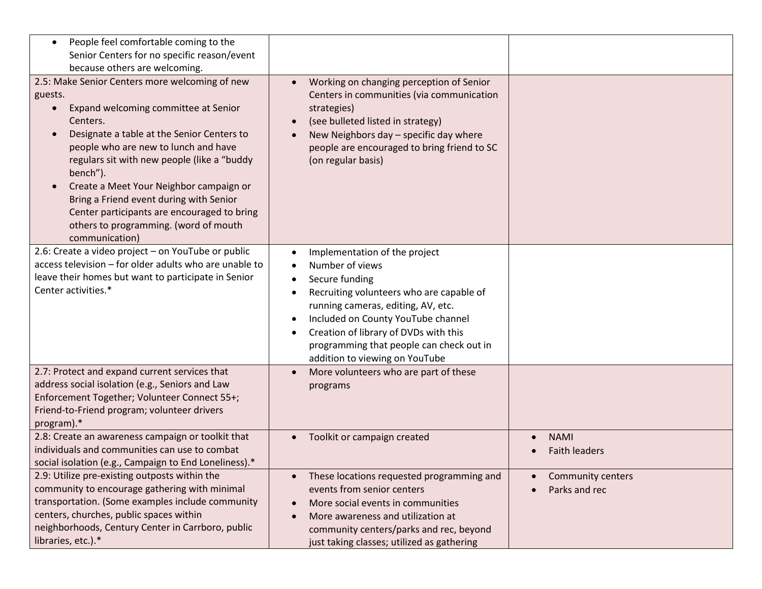| | | |
|---|---|---|
| • People feel comfortable coming to the Senior Centers for no specific reason/event because others are welcoming. | | |
| 2.5: Make Senior Centers more welcoming of new guests.<br>• Expand welcoming committee at Senior Centers.<br>• Designate a table at the Senior Centers to people who are new to lunch and have regulars sit with new people (like a "buddy bench").<br>• Create a Meet Your Neighbor campaign or Bring a Friend event during with Senior Center participants are encouraged to bring others to programming. (word of mouth communication) | • Working on changing perception of Senior Centers in communities (via communication strategies)<br>• (see bulleted listed in strategy)<br>• New Neighbors day – specific day where people are encouraged to bring friend to SC (on regular basis) | |
| 2.6: Create a video project – on YouTube or public access television – for older adults who are unable to leave their homes but want to participate in Senior Center activities.* | • Implementation of the project<br>• Number of views<br>• Secure funding<br>• Recruiting volunteers who are capable of running cameras, editing, AV, etc.<br>• Included on County YouTube channel<br>• Creation of library of DVDs with this programming that people can check out in addition to viewing on YouTube | |
| 2.7: Protect and expand current services that address social isolation (e.g., Seniors and Law Enforcement Together; Volunteer Connect 55+; Friend-to-Friend program; volunteer drivers program).* | • More volunteers who are part of these programs | |
| 2.8: Create an awareness campaign or toolkit that individuals and communities can use to combat social isolation (e.g., Campaign to End Loneliness).* | • Toolkit or campaign created | • NAMI<br>• Faith leaders |
| 2.9: Utilize pre-existing outposts within the community to encourage gathering with minimal transportation. (Some examples include community centers, churches, public spaces within neighborhoods, Century Center in Carrboro, public libraries, etc.).* | • These locations requested programming and events from senior centers<br>• More social events in communities<br>• More awareness and utilization at community centers/parks and rec, beyond just taking classes; utilized as gathering | • Community centers<br>• Parks and rec |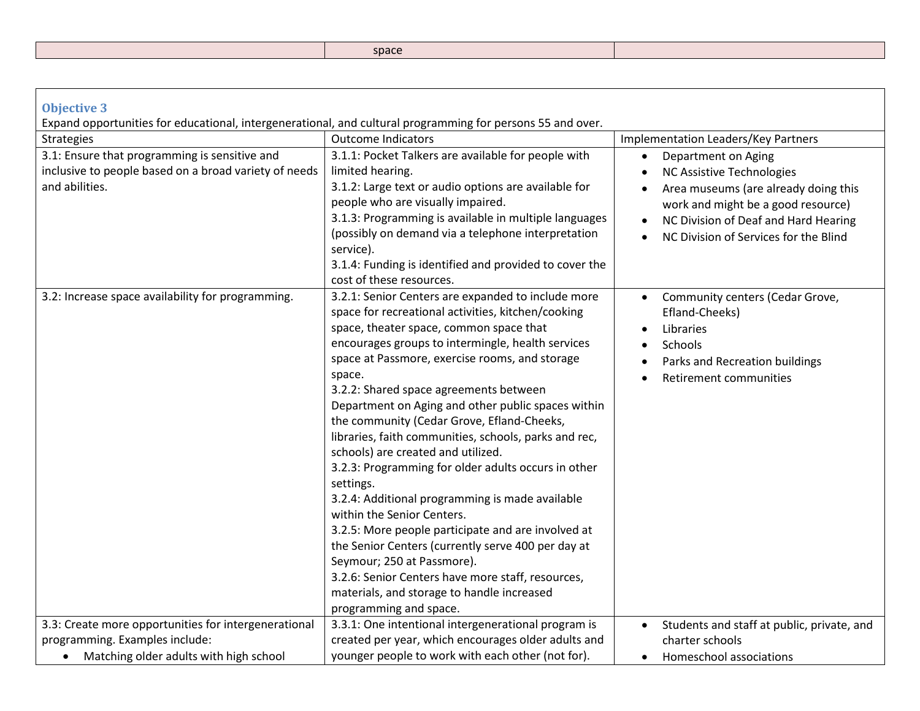| | space | |
|---|---|---|

### Objective 3

Expand opportunities for educational, intergenerational, and cultural programming for persons 55 and over.

| Strategies | Outcome Indicators | Implementation Leaders/Key Partners |
|---|---|---|
| 3.1: Ensure that programming is sensitive and inclusive to people based on a broad variety of needs and abilities. | 3.1.1: Pocket Talkers are available for people with limited hearing.<br>3.1.2: Large text or audio options are available for people who are visually impaired.<br>3.1.3: Programming is available in multiple languages (possibly on demand via a telephone interpretation service).<br>3.1.4: Funding is identified and provided to cover the cost of these resources. | • Department on Aging<br>• NC Assistive Technologies<br>• Area museums (are already doing this work and might be a good resource)<br>• NC Division of Deaf and Hard Hearing<br>• NC Division of Services for the Blind |
| 3.2: Increase space availability for programming. | 3.2.1: Senior Centers are expanded to include more space for recreational activities, kitchen/cooking space, theater space, common space that encourages groups to intermingle, health services space at Passmore, exercise rooms, and storage space.<br>3.2.2: Shared space agreements between Department on Aging and other public spaces within the community (Cedar Grove, Efland-Cheeks, libraries, faith communities, schools, parks and rec, schools) are created and utilized.<br>3.2.3: Programming for older adults occurs in other settings.<br>3.2.4: Additional programming is made available within the Senior Centers.<br>3.2.5: More people participate and are involved at the Senior Centers (currently serve 400 per day at Seymour; 250 at Passmore).<br>3.2.6: Senior Centers have more staff, resources, materials, and storage to handle increased programming and space. | • Community centers (Cedar Grove, Efland-Cheeks)<br>• Libraries<br>• Schools<br>• Parks and Recreation buildings<br>• Retirement communities |
| 3.3: Create more opportunities for intergenerational programming. Examples include:<br>• Matching older adults with high school | 3.3.1: One intentional intergenerational program is created per year, which encourages older adults and younger people to work with each other (not for). | • Students and staff at public, private, and charter schools<br>• Homeschool associations |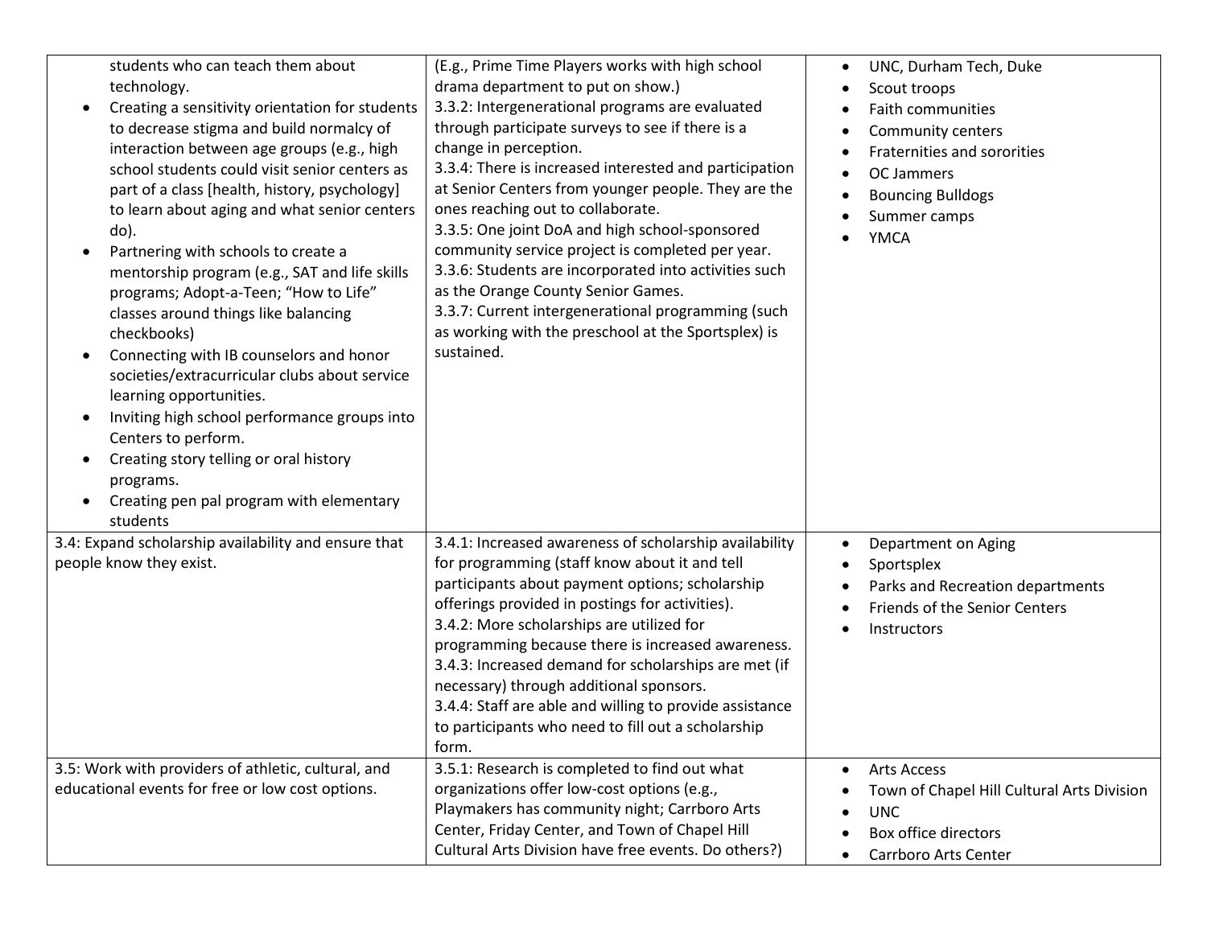| | | |
|---|---|---|
| students who can teach them about technology.<br>• Creating a sensitivity orientation for students to decrease stigma and build normalcy of interaction between age groups (e.g., high school students could visit senior centers as part of a class [health, history, psychology] to learn about aging and what senior centers do).<br>• Partnering with schools to create a mentorship program (e.g., SAT and life skills programs; Adopt-a-Teen; "How to Life" classes around things like balancing checkbooks)<br>• Connecting with IB counselors and honor societies/extracurricular clubs about service learning opportunities.<br>• Inviting high school performance groups into Centers to perform.<br>• Creating story telling or oral history programs.<br>• Creating pen pal program with elementary students | (E.g., Prime Time Players works with high school drama department to put on show.)<br>3.3.2: Intergenerational programs are evaluated through participate surveys to see if there is a change in perception.<br>3.3.4: There is increased interested and participation at Senior Centers from younger people. They are the ones reaching out to collaborate.<br>3.3.5: One joint DoA and high school-sponsored community service project is completed per year.<br>3.3.6: Students are incorporated into activities such as the Orange County Senior Games.<br>3.3.7: Current intergenerational programming (such as working with the preschool at the Sportsplex) is sustained. | • UNC, Durham Tech, Duke<br>• Scout troops<br>• Faith communities<br>• Community centers<br>• Fraternities and sororities<br>• OC Jammers<br>• Bouncing Bulldogs<br>• Summer camps<br>• YMCA |
| 3.4: Expand scholarship availability and ensure that people know they exist. | 3.4.1: Increased awareness of scholarship availability for programming (staff know about it and tell participants about payment options; scholarship offerings provided in postings for activities).<br>3.4.2: More scholarships are utilized for programming because there is increased awareness.<br>3.4.3: Increased demand for scholarships are met (if necessary) through additional sponsors.<br>3.4.4: Staff are able and willing to provide assistance to participants who need to fill out a scholarship form. | • Department on Aging<br>• Sportsplex<br>• Parks and Recreation departments<br>• Friends of the Senior Centers<br>• Instructors |
| 3.5: Work with providers of athletic, cultural, and educational events for free or low cost options. | 3.5.1: Research is completed to find out what organizations offer low-cost options (e.g., Playmakers has community night; Carrboro Arts Center, Friday Center, and Town of Chapel Hill Cultural Arts Division have free events. Do others?) | • Arts Access<br>• Town of Chapel Hill Cultural Arts Division<br>• UNC<br>• Box office directors<br>• Carrboro Arts Center |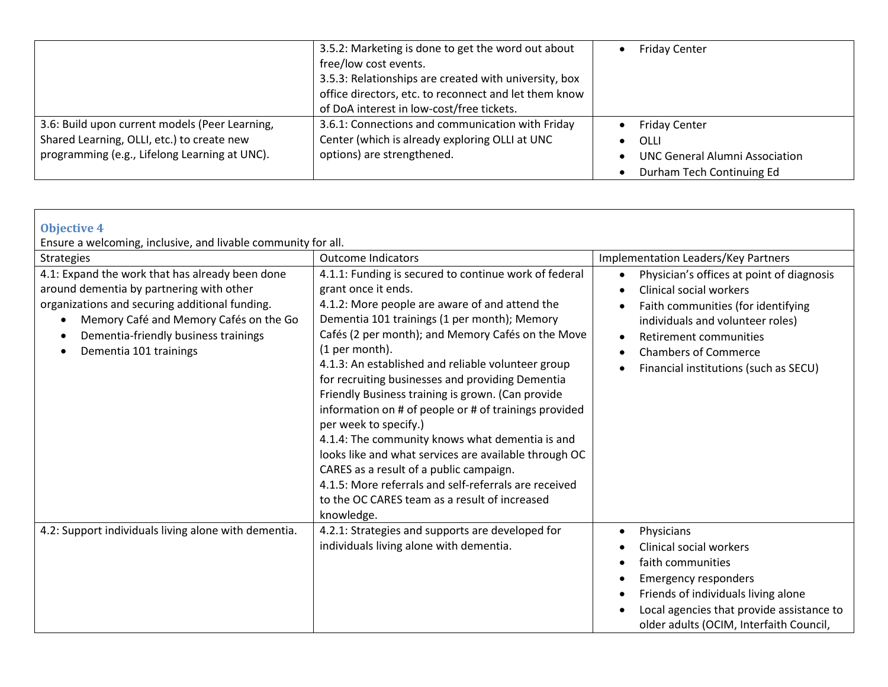| | | |
|---|---|---|
| | 3.5.2: Marketing is done to get the word out about free/low cost events.<br>3.5.3: Relationships are created with university, box office directors, etc. to reconnect and let them know of DoA interest in low-cost/free tickets. | • Friday Center |
| 3.6: Build upon current models (Peer Learning, Shared Learning, OLLI, etc.) to create new programming (e.g., Lifelong Learning at UNC). | 3.6.1: Connections and communication with Friday Center (which is already exploring OLLI at UNC options) are strengthened. | • Friday Center<br>• OLLI<br>• UNC General Alumni Association<br>• Durham Tech Continuing Ed |

### Objective 4

Ensure a welcoming, inclusive, and livable community for all.

| Strategies | Outcome Indicators | Implementation Leaders/Key Partners |
|---|---|---|
| 4.1: Expand the work that has already been done around dementia by partnering with other organizations and securing additional funding.<br>• Memory Café and Memory Cafés on the Go<br>• Dementia-friendly business trainings<br>• Dementia 101 trainings | 4.1.1: Funding is secured to continue work of federal grant once it ends.<br>4.1.2: More people are aware of and attend the Dementia 101 trainings (1 per month); Memory Cafés (2 per month); and Memory Cafés on the Move (1 per month).<br>4.1.3: An established and reliable volunteer group for recruiting businesses and providing Dementia Friendly Business training is grown. (Can provide information on # of people or # of trainings provided per week to specify.)<br>4.1.4: The community knows what dementia is and looks like and what services are available through OC CARES as a result of a public campaign.<br>4.1.5: More referrals and self-referrals are received to the OC CARES team as a result of increased knowledge. | • Physician's offices at point of diagnosis<br>• Clinical social workers<br>• Faith communities (for identifying individuals and volunteer roles)<br>• Retirement communities<br>• Chambers of Commerce<br>• Financial institutions (such as SECU) |
| 4.2: Support individuals living alone with dementia. | 4.2.1: Strategies and supports are developed for individuals living alone with dementia. | • Physicians<br>• Clinical social workers<br>• faith communities<br>• Emergency responders<br>• Friends of individuals living alone<br>• Local agencies that provide assistance to older adults (OCIM, Interfaith Council, |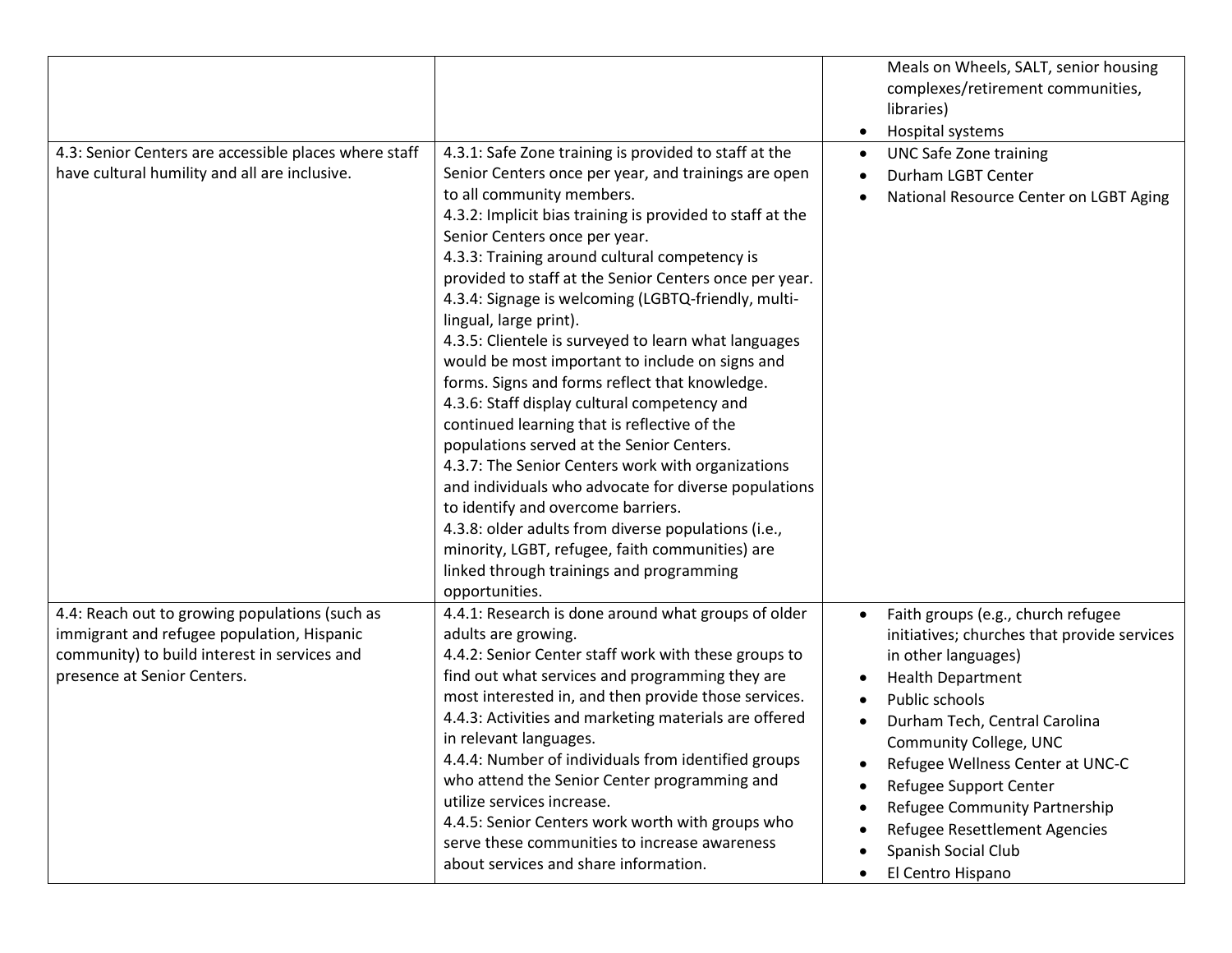| | | |
|---|---|---|
| | | Meals on Wheels, SALT, senior housing complexes/retirement communities, libraries)<br>• Hospital systems |
| 4.3: Senior Centers are accessible places where staff have cultural humility and all are inclusive. | 4.3.1: Safe Zone training is provided to staff at the Senior Centers once per year, and trainings are open to all community members.<br>4.3.2: Implicit bias training is provided to staff at the Senior Centers once per year.<br>4.3.3: Training around cultural competency is provided to staff at the Senior Centers once per year.<br>4.3.4: Signage is welcoming (LGBTQ-friendly, multi-lingual, large print).<br>4.3.5: Clientele is surveyed to learn what languages would be most important to include on signs and forms. Signs and forms reflect that knowledge.<br>4.3.6: Staff display cultural competency and continued learning that is reflective of the populations served at the Senior Centers.<br>4.3.7: The Senior Centers work with organizations and individuals who advocate for diverse populations to identify and overcome barriers.<br>4.3.8: older adults from diverse populations (i.e., minority, LGBT, refugee, faith communities) are linked through trainings and programming opportunities. | • UNC Safe Zone training<br>• Durham LGBT Center<br>• National Resource Center on LGBT Aging |
| 4.4: Reach out to growing populations (such as immigrant and refugee population, Hispanic community) to build interest in services and presence at Senior Centers. | 4.4.1: Research is done around what groups of older adults are growing.<br>4.4.2: Senior Center staff work with these groups to find out what services and programming they are most interested in, and then provide those services.<br>4.4.3: Activities and marketing materials are offered in relevant languages.<br>4.4.4: Number of individuals from identified groups who attend the Senior Center programming and utilize services increase.<br>4.4.5: Senior Centers work worth with groups who serve these communities to increase awareness about services and share information. | • Faith groups (e.g., church refugee initiatives; churches that provide services in other languages)<br>• Health Department<br>• Public schools<br>• Durham Tech, Central Carolina Community College, UNC<br>• Refugee Wellness Center at UNC-C<br>• Refugee Support Center<br>• Refugee Community Partnership<br>• Refugee Resettlement Agencies<br>• Spanish Social Club<br>• El Centro Hispano |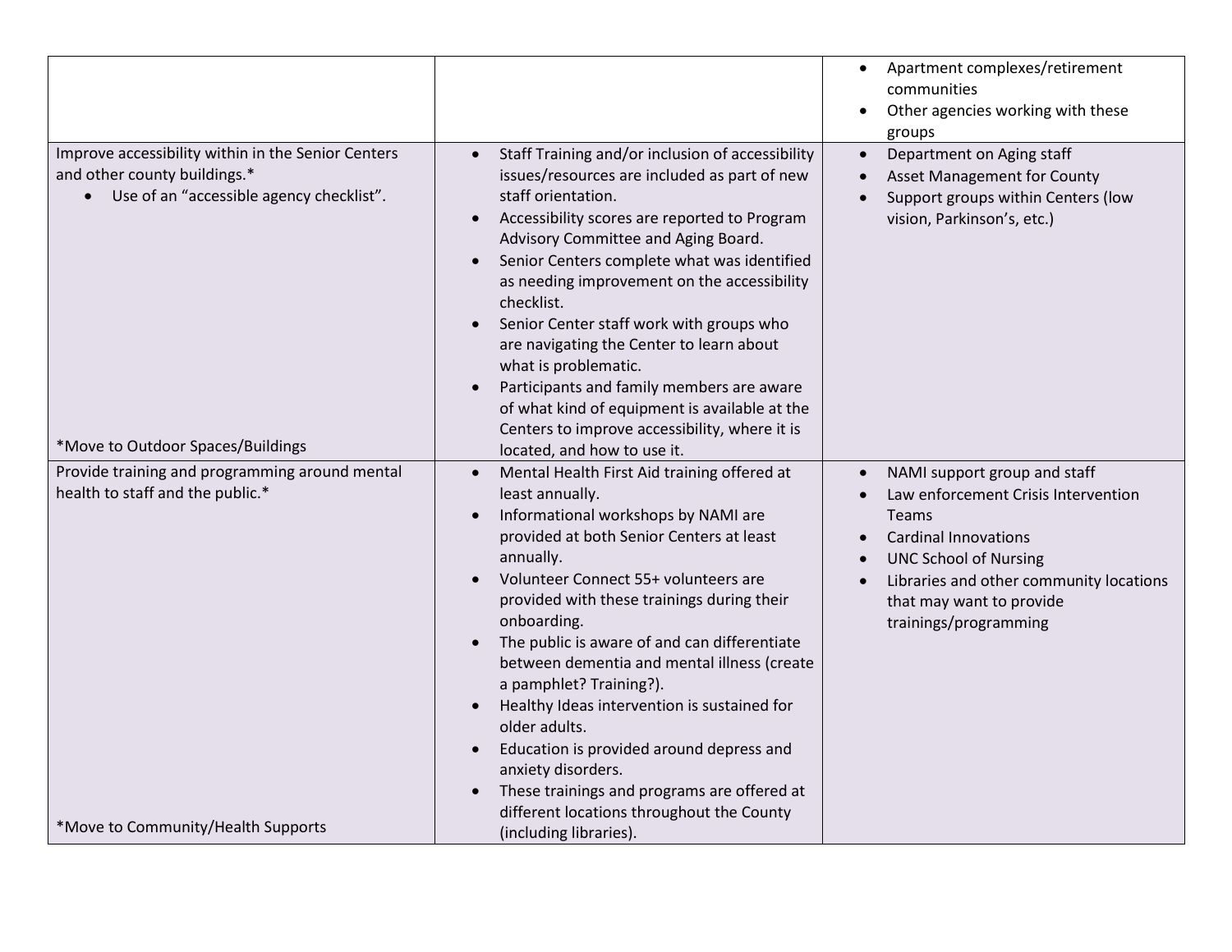| | | |
|---|---|---|
| | | • Apartment complexes/retirement communities<br>• Other agencies working with these groups |
| Improve accessibility within in the Senior Centers and other county buildings.*<br>• Use of an "accessible agency checklist".<br><br>*Move to Outdoor Spaces/Buildings | • Staff Training and/or inclusion of accessibility issues/resources are included as part of new staff orientation.<br>• Accessibility scores are reported to Program Advisory Committee and Aging Board.<br>• Senior Centers complete what was identified as needing improvement on the accessibility checklist.<br>• Senior Center staff work with groups who are navigating the Center to learn about what is problematic.<br>• Participants and family members are aware of what kind of equipment is available at the Centers to improve accessibility, where it is located, and how to use it. | • Department on Aging staff<br>• Asset Management for County<br>• Support groups within Centers (low vision, Parkinson's, etc.) |
| Provide training and programming around mental health to staff and the public.*<br><br>*Move to Community/Health Supports | • Mental Health First Aid training offered at least annually.<br>• Informational workshops by NAMI are provided at both Senior Centers at least annually.<br>• Volunteer Connect 55+ volunteers are provided with these trainings during their onboarding.<br>• The public is aware of and can differentiate between dementia and mental illness (create a pamphlet? Training?).<br>• Healthy Ideas intervention is sustained for older adults.<br>• Education is provided around depress and anxiety disorders.<br>• These trainings and programs are offered at different locations throughout the County (including libraries). | • NAMI support group and staff<br>• Law enforcement Crisis Intervention Teams<br>• Cardinal Innovations<br>• UNC School of Nursing<br>• Libraries and other community locations that may want to provide trainings/programming |